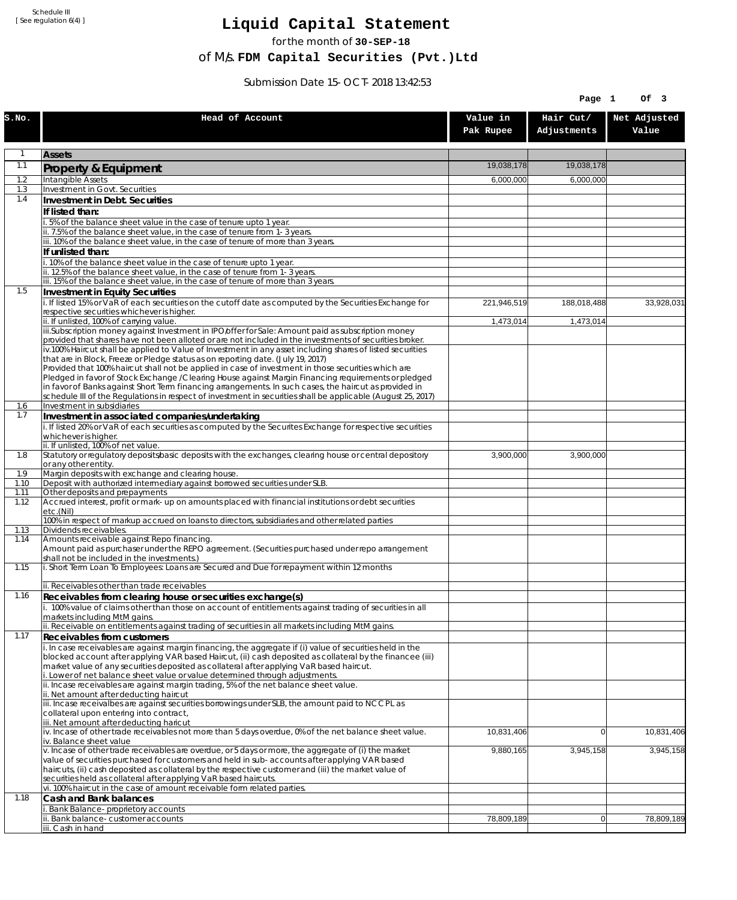Schedule III
[ See regulation 6(4) ]

# Liquid Capital Statement

for the month of **30-SEP-18**

of M/s. **FDM Capital Securities (Pvt.)Ltd**

Submission Date 15-OCT-2018 13:42:53

| S.No. | Head of Account | Value in Pak Rupee | Hair Cut/ Adjustments | Net Adjusted Value |
|---|---|---|---|---|
| 1 | **Assets** | | | |
| 1.1 | **Property & Equipment** | 19,038,178 | 19,038,178 | |
| 1.2 | Intangible Assets | 6,000,000 | 6,000,000 | |
| 1.3 | Investment in Govt. Securities | | | |
| 1.4 | **Investment in Debt. Securities** | | | |
| | **If listed than:** | | | |
| | i. 5% of the balance sheet value in the case of tenure upto 1 year. | | | |
| | ii. 7.5% of the balance sheet value, in the case of tenure from 1-3 years. | | | |
| | iii. 10% of the balance sheet value, in the case of tenure of more than 3 years. | | | |
| | **If unlisted than:** | | | |
| | i. 10% of the balance sheet value in the case of tenure upto 1 year. | | | |
| | ii. 12.5% of the balance sheet value, in the case of tenure from 1-3 years. | | | |
| | iii. 15% of the balance sheet value, in the case of tenure of more than 3 years. | | | |
| 1.5 | **Investment in Equity Securities** | | | |
| | i. If listed 15% or VaR of each securities on the cutoff date as computed by the Securities Exchange for respective securities whichever is higher. | 221,946,519 | 188,018,488 | 33,928,031 |
| | ii. If unlisted, 100% of carrying value. | 1,473,014 | 1,473,014 | |
| | iii.Subscription money against Investment in IPO/offer for Sale: Amount paid as subscription money provided that shares have not been alloted or are not included in the investments of securities broker. | | | |
| | iv.100% Haircut shall be applied to Value of Investment in any asset including shares of listed securities that are in Block, Freeze or Pledge status as on reporting date. (July 19, 2017) Provided that 100% haircut shall not be applied in case of investment in those securities which are Pledged in favor of Stock Exchange / Clearing House against Margin Financing requirements or pledged in favor of Banks against Short Term financing arrangements. In such cases, the haircut as provided in schedule III of the Regulations in respect of investment in securities shall be applicable (August 25, 2017) | | | |
| 1.6 | Investment in subsidiaries | | | |
| 1.7 | **Investment in associated companies/undertaking** | | | |
| | i. If listed 20% or VaR of each securities as computed by the Securites Exchange for respective securities whichever is higher. | | | |
| | ii. If unlisted, 100% of net value. | | | |
| 1.8 | Statutory or regulatory deposits/basic deposits with the exchanges, clearing house or central depository or any other entity. | 3,900,000 | 3,900,000 | |
| 1.9 | Margin deposits with exchange and clearing house. | | | |
| 1.10 | Deposit with authorized intermediary against borrowed securities under SLB. | | | |
| 1.11 | Other deposits and prepayments | | | |
| 1.12 | Accrued interest, profit or mark-up on amounts placed with financial institutions or debt securities etc.(Nil) | | | |
| | 100% in respect of markup accrued on loans to directors, subsidiaries and other related parties | | | |
| 1.13 | Dividends receivables. | | | |
| 1.14 | Amounts receivable against Repo financing. Amount paid as purchaser under the REPO agreement. (Securities purchased under repo arrangement shall not be included in the investments.) | | | |
| 1.15 | i. Short Term Loan To Employees: Loans are Secured and Due for repayment within 12 months | | | |
| | ii. Receivables other than trade receivables | | | |
| 1.16 | **Receivables from clearing house or securities exchange(s)** | | | |
| | i. 100% value of claims other than those on account of entitlements against trading of securities in all markets including MtM gains. | | | |
| | ii. Receivable on entitlements against trading of securities in all markets including MtM gains. | | | |
| 1.17 | **Receivables from customers** | | | |
| | i. In case receivables are against margin financing, the aggregate if (i) value of securities held in the blocked account after applying VAR based Haircut, (ii) cash deposited as collateral by the financee (iii) market value of any securities deposited as collateral after applying VaR based haircut. i. Lower of net balance sheet value or value determined through adjustments. | | | |
| | ii. Incase receivables are against margin trading, 5% of the net balance sheet value. ii. Net amount after deducting haircut | | | |
| | iii. Incase receivalbes are against securities borrowings under SLB, the amount paid to NCCPL as collateral upon entering into contract, iii. Net amount after deducting haricut | | | |
| | iv. Incase of other trade receivables not more than 5 days overdue, 0% of the net balance sheet value. iv. Balance sheet value | 10,831,406 | 0 | 10,831,406 |
| | v. Incase of other trade receivables are overdue, or 5 days or more, the aggregate of (i) the market value of securities purchased for customers and held in sub-accounts after applying VAR based haircuts, (ii) cash deposited as collateral by the respective customer and (iii) the market value of securities held as collateral after applying VaR based haircuts. | 9,880,165 | 3,945,158 | 3,945,158 |
| | vi. 100% haircut in the case of amount receivable form related parties. | | | |
| 1.18 | **Cash and Bank balances** | | | |
| | i. Bank Balance-proprietory accounts | | | |
| | ii. Bank balance-customer accounts | 78,809,189 | 0 | 78,809,189 |
| | iii. Cash in hand | | | |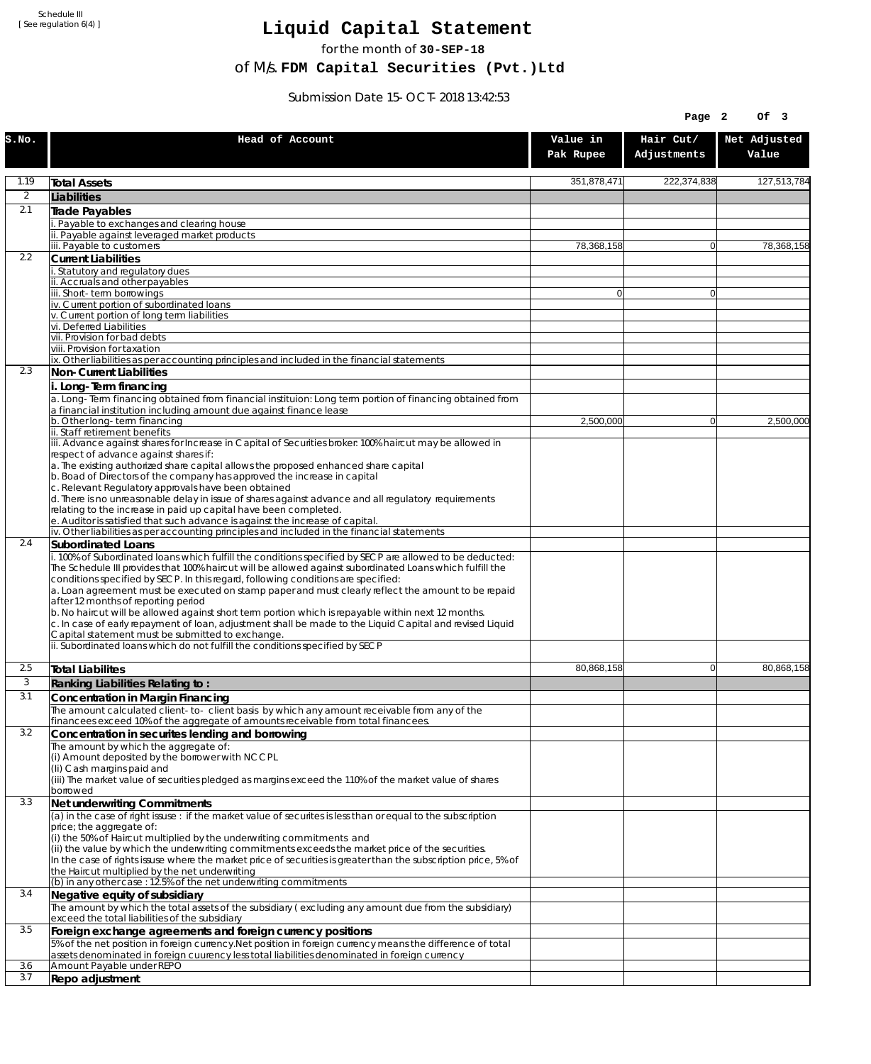Schedule III
[ See regulation 6(4) ]

# Liquid Capital Statement

for the month of **30-SEP-18**

of M/s. **FDM Capital Securities (Pvt.)Ltd**

Submission Date 15-OCT-2018 13:42:53

| S.No. | Head of Account | Value in Pak Rupee | Hair Cut/ Adjustments | Net Adjusted Value |
|---|---|---|---|---|
| 1.19 | **Total Assets** | 351,878,471 | 222,374,838 | 127,513,784 |
| 2 | **Liabilities** | | | |
| 2.1 | **Trade Payables** | | | |
| | i. Payable to exchanges and clearing house | | | |
| | ii. Payable against leveraged market products | | | |
| | iii. Payable to customers | 78,368,158 | 0 | 78,368,158 |
| 2.2 | **Current Liabilities** | | | |
| | i. Statutory and regulatory dues | | | |
| | ii. Accruals and other payables | | | |
| | iii. Short-term borrowings | 0 | 0 | |
| | iv. Current portion of subordinated loans | | | |
| | v. Current portion of long term liabilities | | | |
| | vi. Deferred Liabilities | | | |
| | vii. Provision for bad debts | | | |
| | viii. Provision for taxation | | | |
| | ix. Other liabilities as per accounting principles and included in the financial statements | | | |
| 2.3 | **Non-Current Liabilities** | | | |
| | **i. Long-Term financing** | | | |
| | a. Long-Term financing obtained from financial instituion: Long term portion of financing obtained from a financial institution including amount due against finance lease | | | |
| | b. Other long-term financing | 2,500,000 | 0 | 2,500,000 |
| | ii. Staff retirement benefits | | | |
| | iii. Advance against shares for Increase in Capital of Securities broker: 100% haircut may be allowed in respect of advance against shares if:<br>a. The existing authorized share capital allows the proposed enhanced share capital<br>b. Boad of Directors of the company has approved the increase in capital<br>c. Relevant Regulatory approvals have been obtained<br>d. There is no unreasonable delay in issue of shares against advance and all regulatory requirements relating to the increase in paid up capital have been completed.<br>e. Auditor is satisfied that such advance is against the increase of capital. | | | |
| | iv. Other liabilities as per accounting principles and included in the financial statements | | | |
| 2.4 | **Subordinated Loans** | | | |
| | i. 100% of Subordinated loans which fulfill the conditions specified by SECP are allowed to be deducted:<br>The Schedule III provides that 100% haircut will be allowed against subordinated Loans which fulfill the conditions specified by SECP. In this regard, following conditions are specified:<br>a. Loan agreement must be executed on stamp paper and must clearly reflect the amount to be repaid after 12 months of reporting period<br>b. No haircut will be allowed against short term portion which is repayable within next 12 months.<br>c. In case of early repayment of loan, adjustment shall be made to the Liquid Capital and revised Liquid Capital statement must be submitted to exchange. | | | |
| | ii. Subordinated loans which do not fulfill the conditions specified by SECP | | | |
| 2.5 | **Total Liabilites** | 80,868,158 | 0 | 80,868,158 |
| 3 | **Ranking Liabilities Relating to :** | | | |
| 3.1 | **Concentration in Margin Financing** | | | |
| | The amount calculated client-to- client basis by which any amount receivable from any of the financees exceed 10% of the aggregate of amounts receivable from total financees. | | | |
| 3.2 | **Concentration in securites lending and borrowing** | | | |
| | The amount by which the aggregate of:<br>(i) Amount deposited by the borrower with NCCPL<br>(Ii) Cash margins paid and<br>(iii) The market value of securities pledged as margins exceed the 110% of the market value of shares borrowed | | | |
| 3.3 | **Net underwriting Commitments** | | | |
| | (a) in the case of right issuse : if the market value of securites is less than or equal to the subscription price; the aggregate of:<br>(i) the 50% of Haircut multiplied by the underwriting commitments and<br>(ii) the value by which the underwriting commitments exceeds the market price of the securities.<br>In the case of rights issuse where the market price of securities is greater than the subscription price, 5% of the Haircut multiplied by the net underwriting | | | |
| | (b) in any other case : 12.5% of the net underwriting commitments | | | |
| 3.4 | **Negative equity of subsidiary** | | | |
| | The amount by which the total assets of the subsidiary ( excluding any amount due from the subsidiary) exceed the total liabilities of the subsidiary | | | |
| 3.5 | **Foreign exchange agreements and foreign currency positions** | | | |
| | 5% of the net position in foreign currency.Net position in foreign currency means the difference of total assets denominated in foreign cuurency less total liabilities denominated in foreign currency | | | |
| 3.6 | Amount Payable under REPO | | | |
| 3.7 | **Repo adjustment** | | | |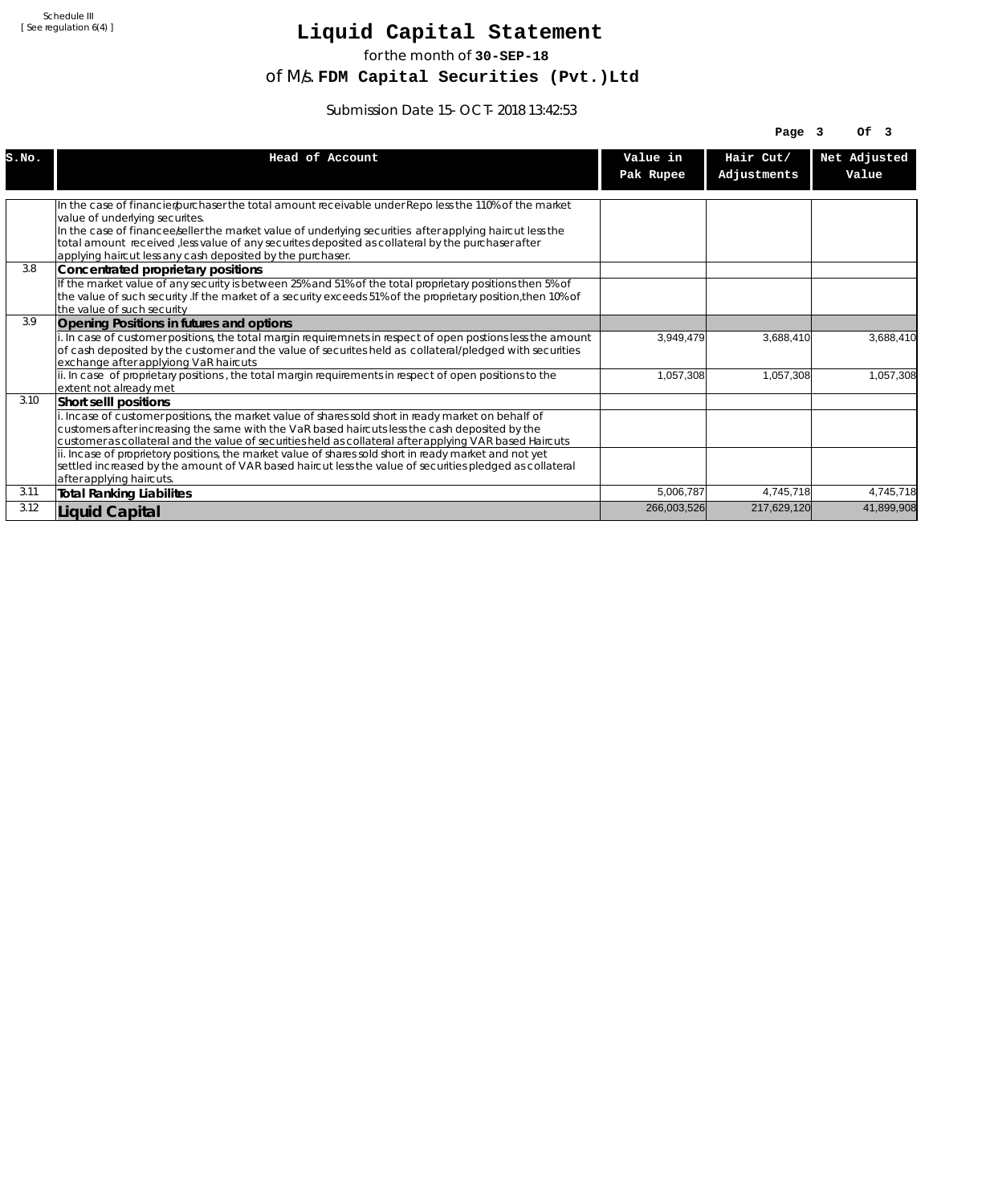Schedule III
[ See regulation 6(4) ]

# Liquid Capital Statement

for the month of **30-SEP-18**

of M/s. **FDM Capital Securities (Pvt.)Ltd**

Submission Date 15-OCT-2018 13:42:53

| S.No. | Head of Account | Value in Pak Rupee | Hair Cut/ Adjustments | Net Adjusted Value |
|---|---|---|---|---|
| | In the case of financier/purchaser the total amount receivable under Repo less the 110% of the market value of underlying securites.<br>In the case of financee/seller the market value of underlying securities after applying haircut less the total amount received ,less value of any securites deposited as collateral by the purchaser after applying haircut less any cash deposited by the purchaser. | | | |
| 3.8 | **Concentrated proprietary positions** | | | |
| | If the market value of any security is between 25% and 51% of the total proprietary positions then 5% of the value of such security .If the market of a security exceeds 51% of the proprietary position,then 10% of the value of such security | | | |
| 3.9 | **Opening Positions in futures and options** | | | |
| | i. In case of customer positions, the total margin requiremnets in respect of open postions less the amount of cash deposited by the customer and the value of securites held as collateral/pledged with securities exchange after applyiong VaR haircuts | 3,949,479 | 3,688,410 | 3,688,410 |
| | ii. In case of proprietary positions , the total margin requirements in respect of open positions to the extent not already met | 1,057,308 | 1,057,308 | 1,057,308 |
| 3.10 | **Short selll positions** | | | |
| | i. Incase of customer positions, the market value of shares sold short in ready market on behalf of customers after increasing the same with the VaR based haircuts less the cash deposited by the customer as collateral and the value of securities held as collateral after applying VAR based Haircuts | | | |
| | ii. Incase of proprietory positions, the market value of shares sold short in ready market and not yet settled increased by the amount of VAR based haircut less the value of securities pledged as collateral after applying haircuts. | | | |
| 3.11 | **Total Ranking Liabilites** | 5,006,787 | 4,745,718 | 4,745,718 |
| 3.12 | **Liquid Capital** | 266,003,526 | 217,629,120 | 41,899,908 |